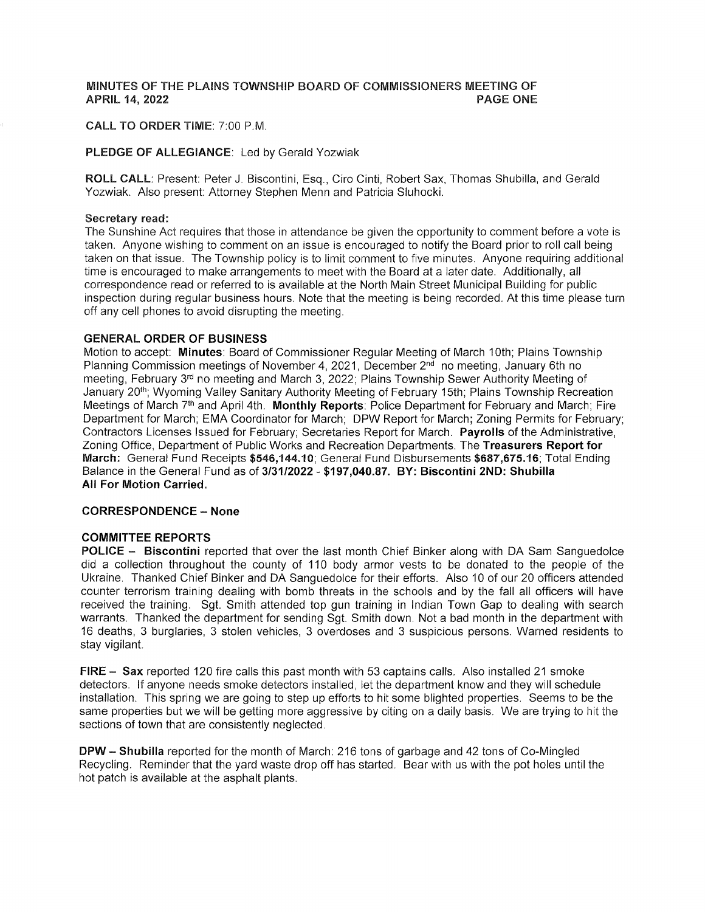# MINUTES OF THE PLAINS TOWNSHIP BOARD OF COMMISSIONERS MEETING OF APRIL 14, 2022

**CALL TO ORDER TIME**: 7:00 P.M.

**PLEDGE OF ALLEGIANCE**: Led by Gerald Yozwiak

**ROLL CALL**: Present: Peter J. Biscontini, Esq., Ciro Cinti, Robert Sax, Thomas Shubilla, and Gerald Yozwiak. Also present: Attorney Stephen Menn and Patricia Sluhocki.

**Secretary read:**
The Sunshine Act requires that those in attendance be given the opportunity to comment before a vote is taken. Anyone wishing to comment on an issue is encouraged to notify the Board prior to roll call being taken on that issue. The Township policy is to limit comment to five minutes. Anyone requiring additional time is encouraged to make arrangements to meet with the Board at a later date. Additionally, all correspondence read or referred to is available at the North Main Street Municipal Building for public inspection during regular business hours. Note that the meeting is being recorded. At this time please turn off any cell phones to avoid disrupting the meeting.

## GENERAL ORDER OF BUSINESS

Motion to accept: **Minutes**: Board of Commissioner Regular Meeting of March 10th; Plains Township Planning Commission meetings of November 4, 2021, December 2nd no meeting, January 6th no meeting, February 3rd no meeting and March 3, 2022; Plains Township Sewer Authority Meeting of January 20th; Wyoming Valley Sanitary Authority Meeting of February 15th; Plains Township Recreation Meetings of March 7th and April 4th. **Monthly Reports**: Police Department for February and March; Fire Department for March; EMA Coordinator for March; DPW Report for March; Zoning Permits for February; Contractors Licenses Issued for February; Secretaries Report for March. **Payrolls** of the Administrative, Zoning Office, Department of Public Works and Recreation Departments. The **Treasurers Report for March:** General Fund Receipts **$546,144.10**; General Fund Disbursements **$687,675.16**; Total Ending Balance in the General Fund as of **3/31/2022 - $197,040.87. BY: Biscontini 2ND: Shubilla All For Motion Carried.**

## CORRESPONDENCE – None

## COMMITTEE REPORTS

**POLICE – Biscontini** reported that over the last month Chief Binker along with DA Sam Sanguedolce did a collection throughout the county of 110 body armor vests to be donated to the people of the Ukraine. Thanked Chief Binker and DA Sanguedolce for their efforts. Also 10 of our 20 officers attended counter terrorism training dealing with bomb threats in the schools and by the fall all officers will have received the training. Sgt. Smith attended top gun training in Indian Town Gap to dealing with search warrants. Thanked the department for sending Sgt. Smith down. Not a bad month in the department with 16 deaths, 3 burglaries, 3 stolen vehicles, 3 overdoses and 3 suspicious persons. Warned residents to stay vigilant.

**FIRE – Sax** reported 120 fire calls this past month with 53 captains calls. Also installed 21 smoke detectors. If anyone needs smoke detectors installed, let the department know and they will schedule installation. This spring we are going to step up efforts to hit some blighted properties. Seems to be the same properties but we will be getting more aggressive by citing on a daily basis. We are trying to hit the sections of town that are consistently neglected.

**DPW – Shubilla** reported for the month of March: 216 tons of garbage and 42 tons of Co-Mingled Recycling. Reminder that the yard waste drop off has started. Bear with us with the pot holes until the hot patch is available at the asphalt plants.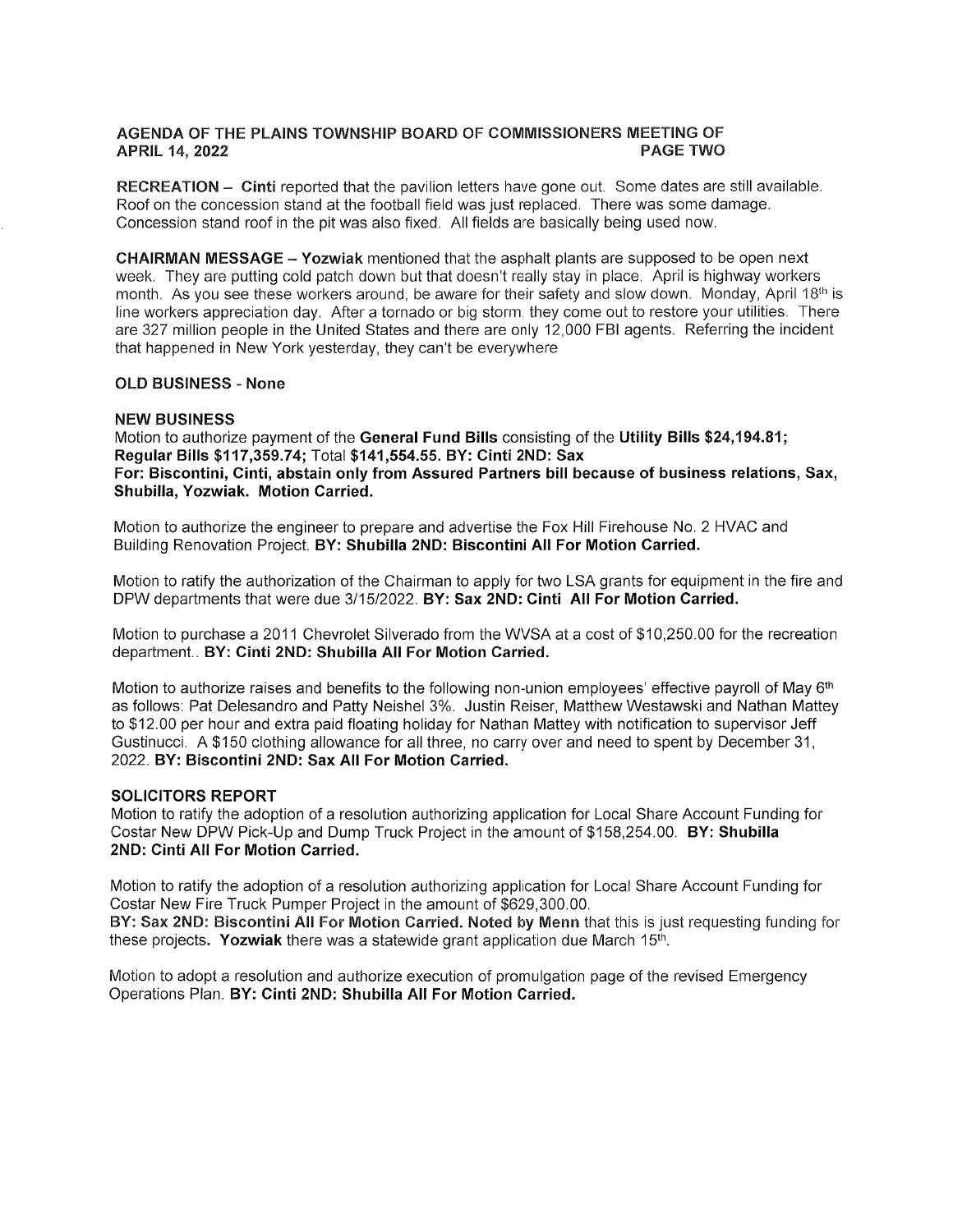**AGENDA OF THE PLAINS TOWNSHIP BOARD OF COMMISSIONERS MEETING OF APRIL 14, 2022** **PAGE TWO**

**RECREATION – Cinti** reported that the pavilion letters have gone out. Some dates are still available. Roof on the concession stand at the football field was just replaced. There was some damage. Concession stand roof in the pit was also fixed. All fields are basically being used now.

**CHAIRMAN MESSAGE – Yozwiak** mentioned that the asphalt plants are supposed to be open next week. They are putting cold patch down but that doesn't really stay in place. April is highway workers month. As you see these workers around, be aware for their safety and slow down. Monday, April 18th is line workers appreciation day. After a tornado or big storm they come out to restore your utilities. There are 327 million people in the United States and there are only 12,000 FBI agents. Referring the incident that happened in New York yesterday, they can't be everywhere

**OLD BUSINESS - None**

**NEW BUSINESS**

Motion to authorize payment of the **General Fund Bills** consisting of the **Utility Bills $24,194.81; Regular Bills $117,359.74;** Total **$141,554.55. BY: Cinti 2ND: Sax**
**For: Biscontini, Cinti, abstain only from Assured Partners bill because of business relations, Sax, Shubilla, Yozwiak. Motion Carried.**

Motion to authorize the engineer to prepare and advertise the Fox Hill Firehouse No. 2 HVAC and Building Renovation Project. **BY: Shubilla 2ND: Biscontini All For Motion Carried.**

Motion to ratify the authorization of the Chairman to apply for two LSA grants for equipment in the fire and DPW departments that were due 3/15/2022. **BY: Sax 2ND: Cinti All For Motion Carried.**

Motion to purchase a 2011 Chevrolet Silverado from the WVSA at a cost of $10,250.00 for the recreation department.. **BY: Cinti 2ND: Shubilla All For Motion Carried.**

Motion to authorize raises and benefits to the following non-union employees' effective payroll of May 6th as follows: Pat Delesandro and Patty Neishel 3%. Justin Reiser, Matthew Westawski and Nathan Mattey to $12.00 per hour and extra paid floating holiday for Nathan Mattey with notification to supervisor Jeff Gustinucci. A $150 clothing allowance for all three, no carry over and need to spent by December 31, 2022. **BY: Biscontini 2ND: Sax All For Motion Carried.**

**SOLICITORS REPORT**

Motion to ratify the adoption of a resolution authorizing application for Local Share Account Funding for Costar New DPW Pick-Up and Dump Truck Project in the amount of $158,254.00. **BY: Shubilla 2ND: Cinti All For Motion Carried.**

Motion to ratify the adoption of a resolution authorizing application for Local Share Account Funding for Costar New Fire Truck Pumper Project in the amount of $629,300.00.
**BY: Sax 2ND: Biscontini All For Motion Carried. Noted by Menn** that this is just requesting funding for these projects. **Yozwiak** there was a statewide grant application due March 15th.

Motion to adopt a resolution and authorize execution of promulgation page of the revised Emergency Operations Plan. **BY: Cinti 2ND: Shubilla All For Motion Carried.**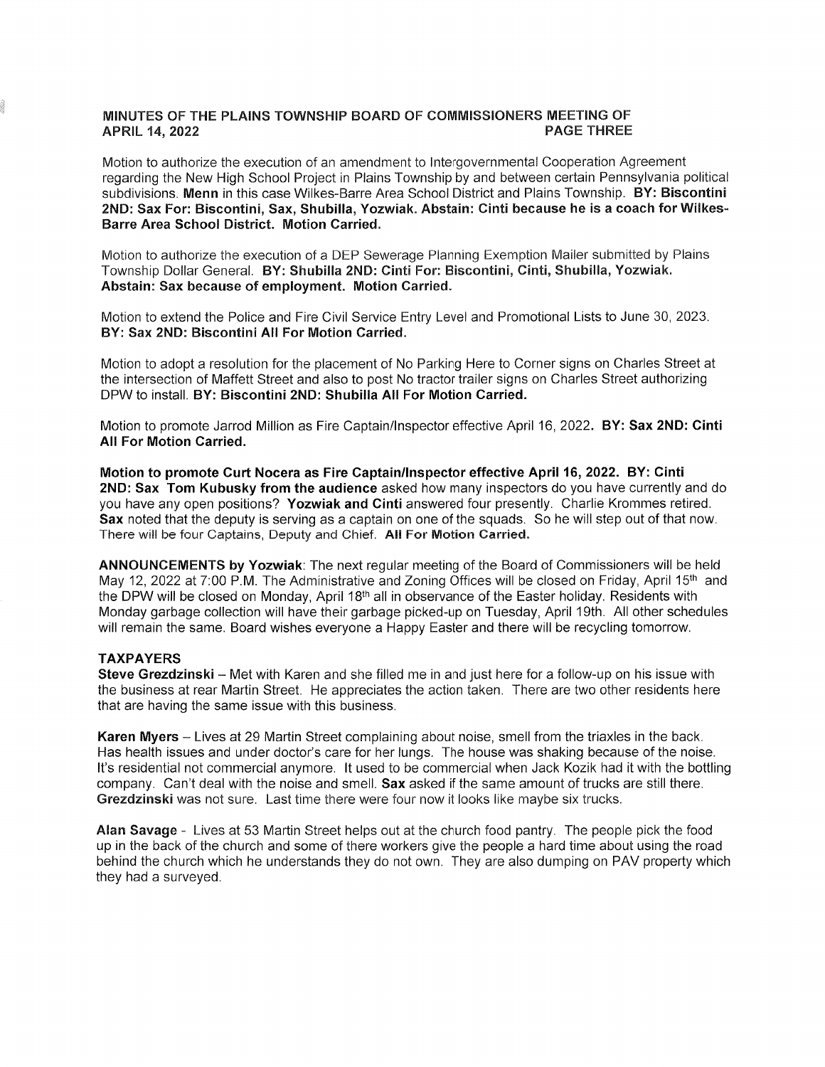**MINUTES OF THE PLAINS TOWNSHIP BOARD OF COMMISSIONERS MEETING OF APRIL 14, 2022 PAGE THREE**

Motion to authorize the execution of an amendment to Intergovernmental Cooperation Agreement regarding the New High School Project in Plains Township by and between certain Pennsylvania political subdivisions. **Menn** in this case Wilkes-Barre Area School District and Plains Township. **BY: Biscontini 2ND: Sax For: Biscontini, Sax, Shubilla, Yozwiak. Abstain: Cinti because he is a coach for Wilkes-Barre Area School District. Motion Carried.**

Motion to authorize the execution of a DEP Sewerage Planning Exemption Mailer submitted by Plains Township Dollar General. **BY: Shubilla 2ND: Cinti For: Biscontini, Cinti, Shubilla, Yozwiak. Abstain: Sax because of employment. Motion Carried.**

Motion to extend the Police and Fire Civil Service Entry Level and Promotional Lists to June 30, 2023. **BY: Sax 2ND: Biscontini All For Motion Carried.**

Motion to adopt a resolution for the placement of No Parking Here to Corner signs on Charles Street at the intersection of Maffett Street and also to post No tractor trailer signs on Charles Street authorizing DPW to install. **BY: Biscontini 2ND: Shubilla All For Motion Carried.**

Motion to promote Jarrod Million as Fire Captain/Inspector effective April 16, 2022. **BY: Sax 2ND: Cinti All For Motion Carried.**

**Motion to promote Curt Nocera as Fire Captain/Inspector effective April 16, 2022. BY: Cinti 2ND: Sax Tom Kubusky from the audience** asked how many inspectors do you have currently and do you have any open positions? **Yozwiak and Cinti** answered four presently. Charlie Krommes retired. **Sax** noted that the deputy is serving as a captain on one of the squads. So he will step out of that now. There will be four Captains, Deputy and Chief. **All For Motion Carried.**

**ANNOUNCEMENTS by Yozwiak**: The next regular meeting of the Board of Commissioners will be held May 12, 2022 at 7:00 P.M. The Administrative and Zoning Offices will be closed on Friday, April 15th and the DPW will be closed on Monday, April 18th all in observance of the Easter holiday. Residents with Monday garbage collection will have their garbage picked-up on Tuesday, April 19th. All other schedules will remain the same. Board wishes everyone a Happy Easter and there will be recycling tomorrow.

**TAXPAYERS**

**Steve Grezdzinski** – Met with Karen and she filled me in and just here for a follow-up on his issue with the business at rear Martin Street. He appreciates the action taken. There are two other residents here that are having the same issue with this business.

**Karen Myers** – Lives at 29 Martin Street complaining about noise, smell from the triaxles in the back. Has health issues and under doctor's care for her lungs. The house was shaking because of the noise. It's residential not commercial anymore. It used to be commercial when Jack Kozik had it with the bottling company. Can't deal with the noise and smell. **Sax** asked if the same amount of trucks are still there. **Grezdzinski** was not sure. Last time there were four now it looks like maybe six trucks.

**Alan Savage** - Lives at 53 Martin Street helps out at the church food pantry. The people pick the food up in the back of the church and some of there workers give the people a hard time about using the road behind the church which he understands they do not own. They are also dumping on PAV property which they had a surveyed.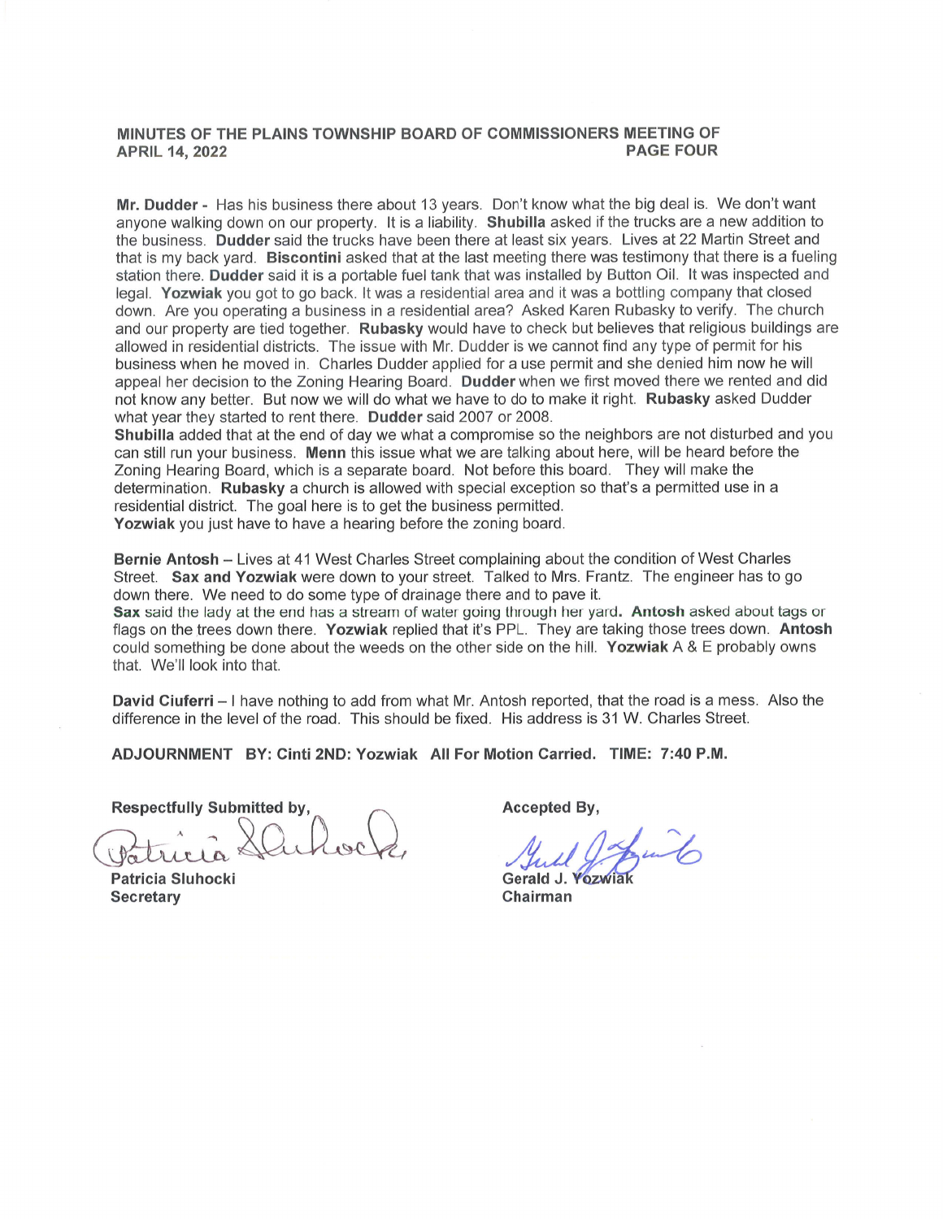Mr. Dudder - Has his business there about 13 years. Don't know what the big deal is. We don't want anyone walking down on our property. It is a liability. **Shubilla** asked if the trucks are a new addition to the business. **Dudder** said the trucks have been there at least six years. Lives at 22 Martin Street and that is my back yard. **Biscontini** asked that at the last meeting there was testimony that there is a fueling station there. **Dudder** said it is a portable fuel tank that was installed by Button Oil. It was inspected and legal. **Yozwiak** you got to go back. It was a residential area and it was a bottling company that closed down. Are you operating a business in a residential area? Asked Karen Rubasky to verify. The church and our property are tied together. **Rubasky** would have to check but believes that religious buildings are allowed in residential districts. The issue with Mr. Dudder is we cannot find any type of permit for his business when he moved in. Charles Dudder applied for a use permit and she denied him now he will appeal her decision to the Zoning Hearing Board. **Dudder** when we first moved there we rented and did not know any better. But now we will do what we have to do to make it right. **Rubasky** asked Dudder what year they started to rent there. **Dudder** said 2007 or 2008.
**Shubilla** added that at the end of day we what a compromise so the neighbors are not disturbed and you can still run your business. **Menn** this issue what we are talking about here, will be heard before the Zoning Hearing Board, which is a separate board. Not before this board. They will make the determination. **Rubasky** a church is allowed with special exception so that's a permitted use in a residential district. The goal here is to get the business permitted.
**Yozwiak** you just have to have a hearing before the zoning board.

**Bernie Antosh** – Lives at 41 West Charles Street complaining about the condition of West Charles Street. **Sax and Yozwiak** were down to your street. Talked to Mrs. Frantz. The engineer has to go down there. We need to do some type of drainage there and to pave it.
**Sax** said the lady at the end has a stream of water going through her yard. **Antosh** asked about tags or flags on the trees down there. **Yozwiak** replied that it's PPL. They are taking those trees down. **Antosh** could something be done about the weeds on the other side on the hill. **Yozwiak** A & E probably owns that. We'll look into that.

**David Ciuferri** – I have nothing to add from what Mr. Antosh reported, that the road is a mess. Also the difference in the level of the road. This should be fixed. His address is 31 W. Charles Street.

**ADJOURNMENT BY: Cinti 2ND: Yozwiak All For Motion Carried. TIME: 7:40 P.M.**

**Respectfully Submitted by,**

Patricia Sluhocki

**Patricia Sluhocki**
**Secretary**

**Accepted By,**

Gerald J. Yozwiak

**Gerald J. Yozwiak**
**Chairman**